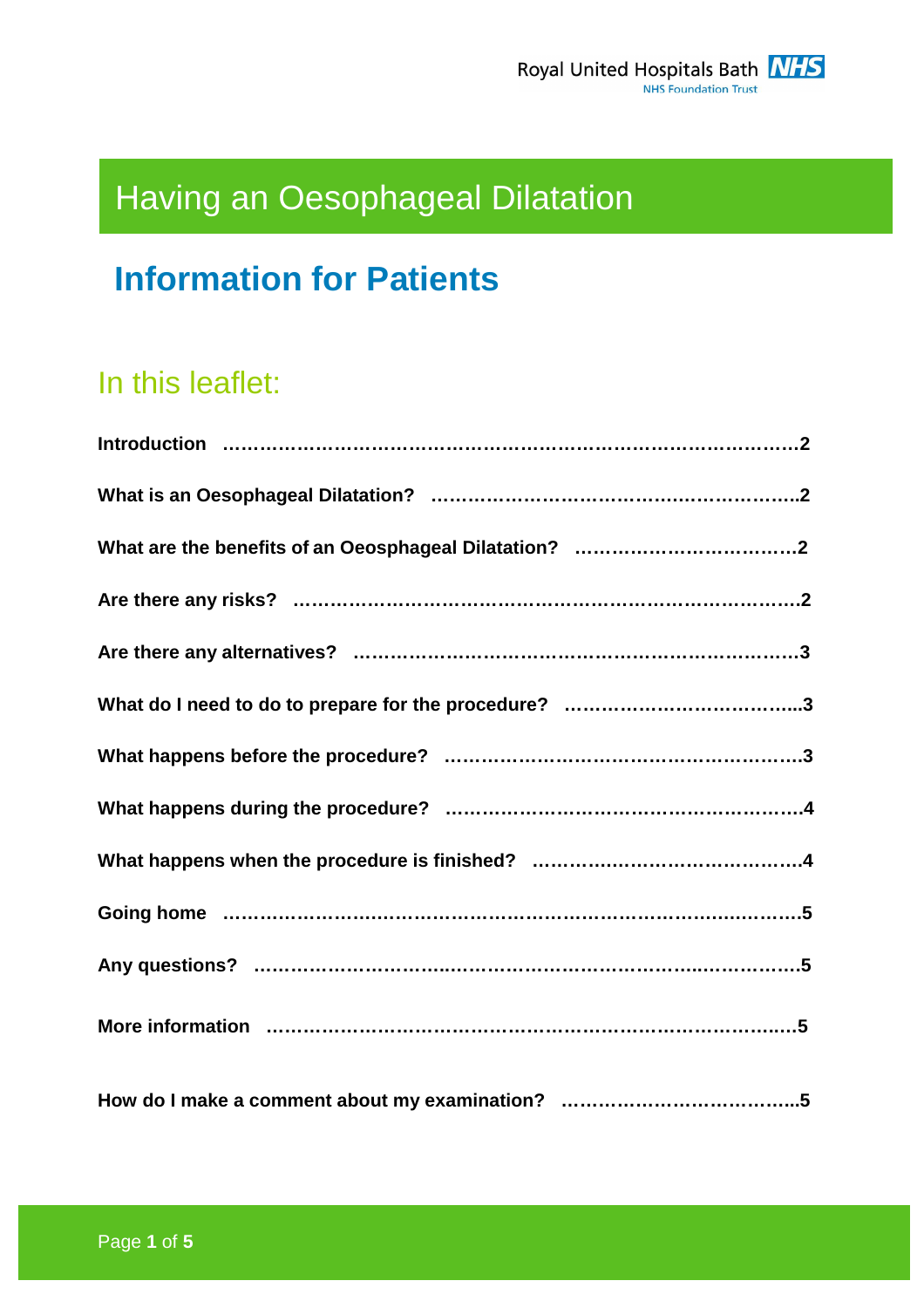Royal United Hospitals Bath NHS Foundation Trust

# Having an Oesophageal Dilatation

## Information for Patients

### In this leaflet:

**Introduction ………………………………………………………………………………2**

**What is an Oesophageal Dilatation? ……………………………………………………..2**

**What are the benefits of an Oeosphageal Dilatation? ………………………………2**

**Are there any risks? …………………………………………………………………………2**

**Are there any alternatives? ………………………………………………………………3**

**What do I need to do to prepare for the procedure? ………………………………...3**

**What happens before the procedure? ……………………………………………………3**

**What happens during the procedure? ……………………………………………………4**

**What happens when the procedure is finished? ………………………………………4**

**Going home ……………………………………………………………………………………5**

**Any questions? ………………………………………………………………………………5**

**More information ……………………………………………………………………………5**

**How do I make a comment about my examination? ………………………………...5**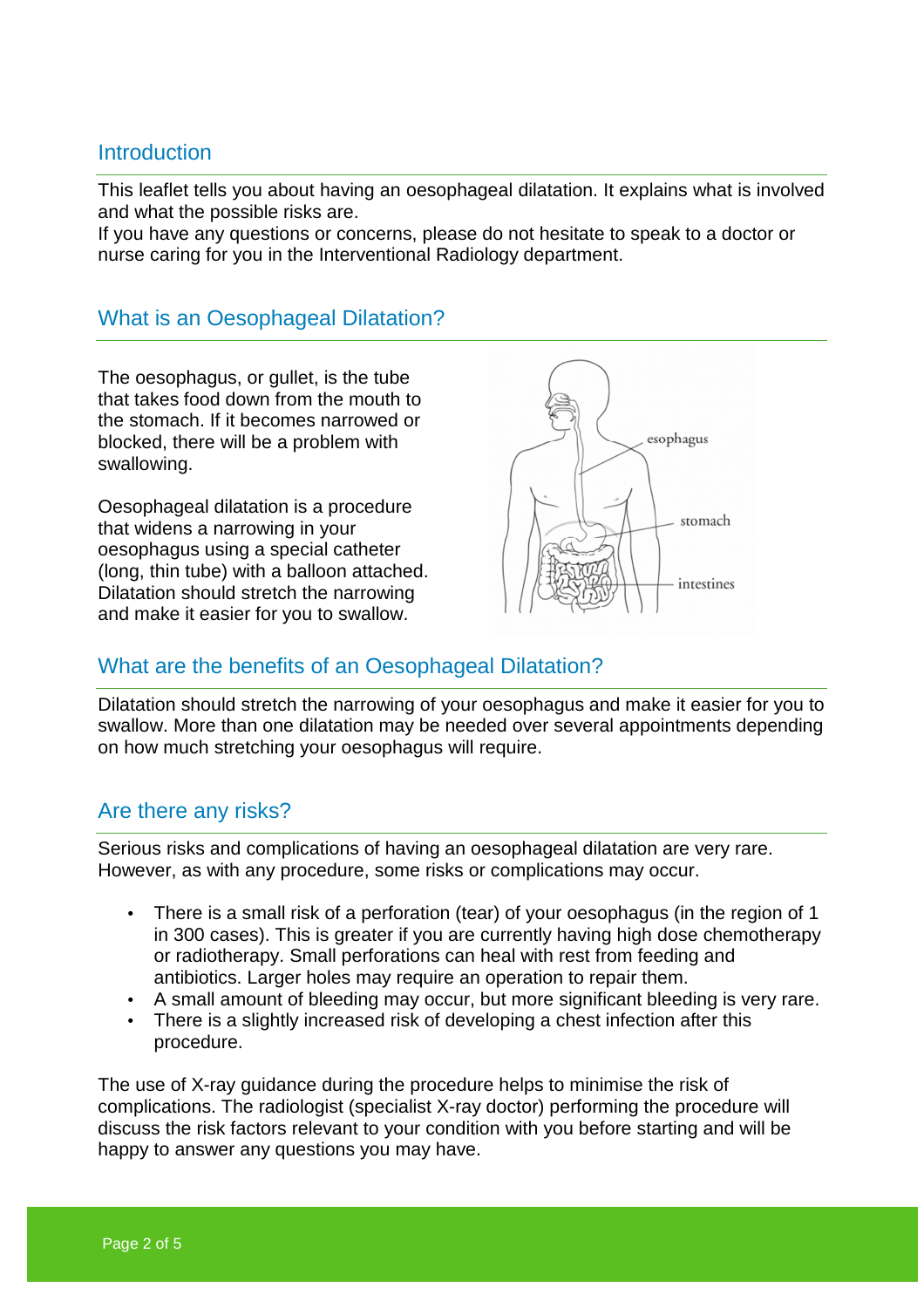## Introduction

This leaflet tells you about having an oesophageal dilatation. It explains what is involved and what the possible risks are.
If you have any questions or concerns, please do not hesitate to speak to a doctor or nurse caring for you in the Interventional Radiology department.

## What is an Oesophageal Dilatation?

The oesophagus, or gullet, is the tube that takes food down from the mouth to the stomach. If it becomes narrowed or blocked, there will be a problem with swallowing.

Oesophageal dilatation is a procedure that widens a narrowing in your oesophagus using a special catheter (long, thin tube) with a balloon attached. Dilatation should stretch the narrowing and make it easier for you to swallow.

## What are the benefits of an Oesophageal Dilatation?

Dilatation should stretch the narrowing of your oesophagus and make it easier for you to swallow. More than one dilatation may be needed over several appointments depending on how much stretching your oesophagus will require.

## Are there any risks?

Serious risks and complications of having an oesophageal dilatation are very rare. However, as with any procedure, some risks or complications may occur.

- There is a small risk of a perforation (tear) of your oesophagus (in the region of 1 in 300 cases). This is greater if you are currently having high dose chemotherapy or radiotherapy. Small perforations can heal with rest from feeding and antibiotics. Larger holes may require an operation to repair them.
- A small amount of bleeding may occur, but more significant bleeding is very rare.
- There is a slightly increased risk of developing a chest infection after this procedure.

The use of X-ray guidance during the procedure helps to minimise the risk of complications. The radiologist (specialist X-ray doctor) performing the procedure will discuss the risk factors relevant to your condition with you before starting and will be happy to answer any questions you may have.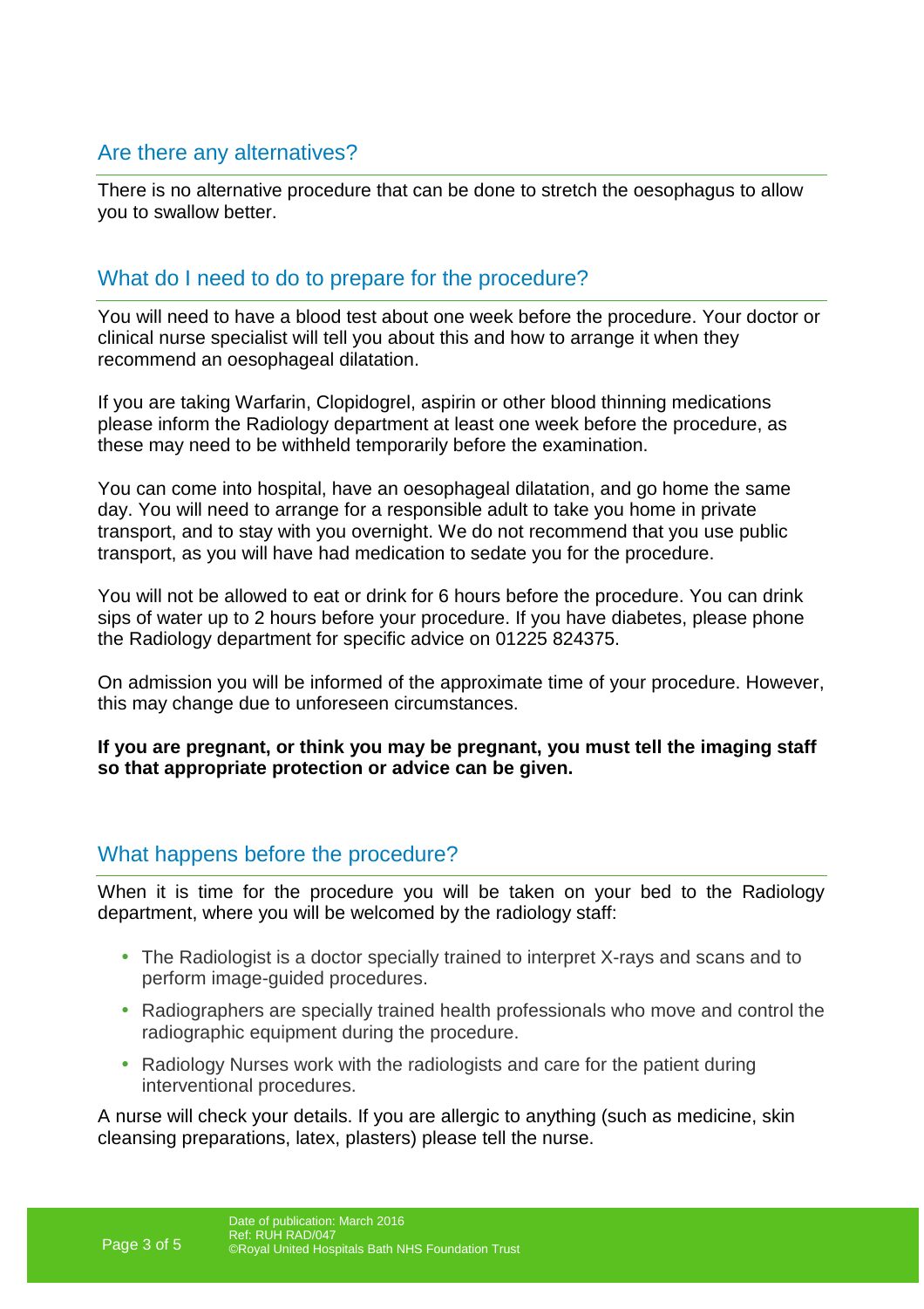## Are there any alternatives?

There is no alternative procedure that can be done to stretch the oesophagus to allow you to swallow better.

## What do I need to do to prepare for the procedure?

You will need to have a blood test about one week before the procedure. Your doctor or clinical nurse specialist will tell you about this and how to arrange it when they recommend an oesophageal dilatation.

If you are taking Warfarin, Clopidogrel, aspirin or other blood thinning medications please inform the Radiology department at least one week before the procedure, as these may need to be withheld temporarily before the examination.

You can come into hospital, have an oesophageal dilatation, and go home the same day. You will need to arrange for a responsible adult to take you home in private transport, and to stay with you overnight. We do not recommend that you use public transport, as you will have had medication to sedate you for the procedure.

You will not be allowed to eat or drink for 6 hours before the procedure. You can drink sips of water up to 2 hours before your procedure. If you have diabetes, please phone the Radiology department for specific advice on 01225 824375.

On admission you will be informed of the approximate time of your procedure. However, this may change due to unforeseen circumstances.

**If you are pregnant, or think you may be pregnant, you must tell the imaging staff so that appropriate protection or advice can be given.**

## What happens before the procedure?

When it is time for the procedure you will be taken on your bed to the Radiology department, where you will be welcomed by the radiology staff:

- The Radiologist is a doctor specially trained to interpret X-rays and scans and to perform image-guided procedures.
- Radiographers are specially trained health professionals who move and control the radiographic equipment during the procedure.
- Radiology Nurses work with the radiologists and care for the patient during interventional procedures.

A nurse will check your details. If you are allergic to anything (such as medicine, skin cleansing preparations, latex, plasters) please tell the nurse.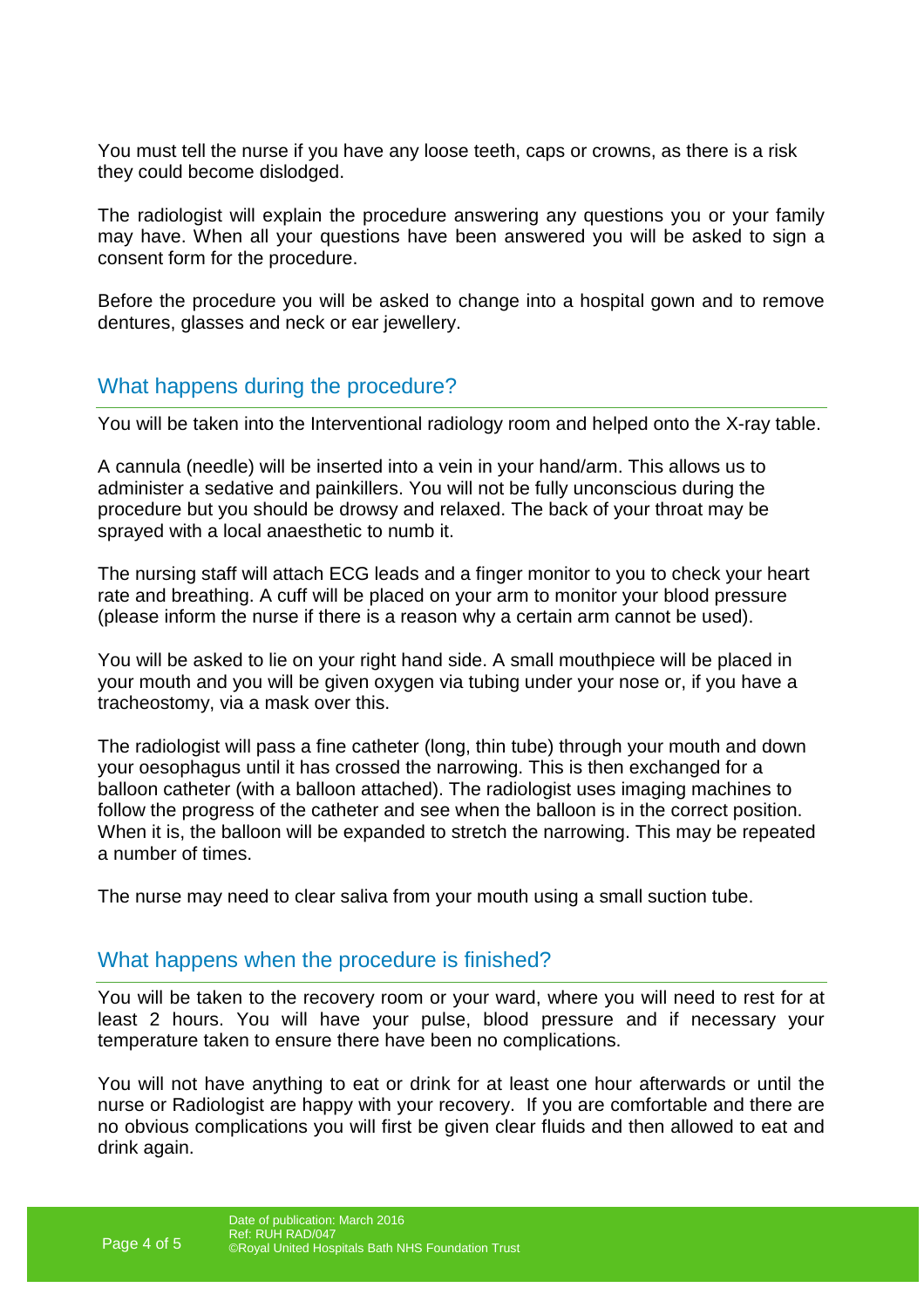You must tell the nurse if you have any loose teeth, caps or crowns, as there is a risk they could become dislodged.

The radiologist will explain the procedure answering any questions you or your family may have. When all your questions have been answered you will be asked to sign a consent form for the procedure.

Before the procedure you will be asked to change into a hospital gown and to remove dentures, glasses and neck or ear jewellery.

## What happens during the procedure?

You will be taken into the Interventional radiology room and helped onto the X-ray table.

A cannula (needle) will be inserted into a vein in your hand/arm. This allows us to administer a sedative and painkillers. You will not be fully unconscious during the procedure but you should be drowsy and relaxed. The back of your throat may be sprayed with a local anaesthetic to numb it.

The nursing staff will attach ECG leads and a finger monitor to you to check your heart rate and breathing. A cuff will be placed on your arm to monitor your blood pressure (please inform the nurse if there is a reason why a certain arm cannot be used).

You will be asked to lie on your right hand side. A small mouthpiece will be placed in your mouth and you will be given oxygen via tubing under your nose or, if you have a tracheostomy, via a mask over this.

The radiologist will pass a fine catheter (long, thin tube) through your mouth and down your oesophagus until it has crossed the narrowing. This is then exchanged for a balloon catheter (with a balloon attached). The radiologist uses imaging machines to follow the progress of the catheter and see when the balloon is in the correct position. When it is, the balloon will be expanded to stretch the narrowing. This may be repeated a number of times.

The nurse may need to clear saliva from your mouth using a small suction tube.

## What happens when the procedure is finished?

You will be taken to the recovery room or your ward, where you will need to rest for at least 2 hours. You will have your pulse, blood pressure and if necessary your temperature taken to ensure there have been no complications.

You will not have anything to eat or drink for at least one hour afterwards or until the nurse or Radiologist are happy with your recovery. If you are comfortable and there are no obvious complications you will first be given clear fluids and then allowed to eat and drink again.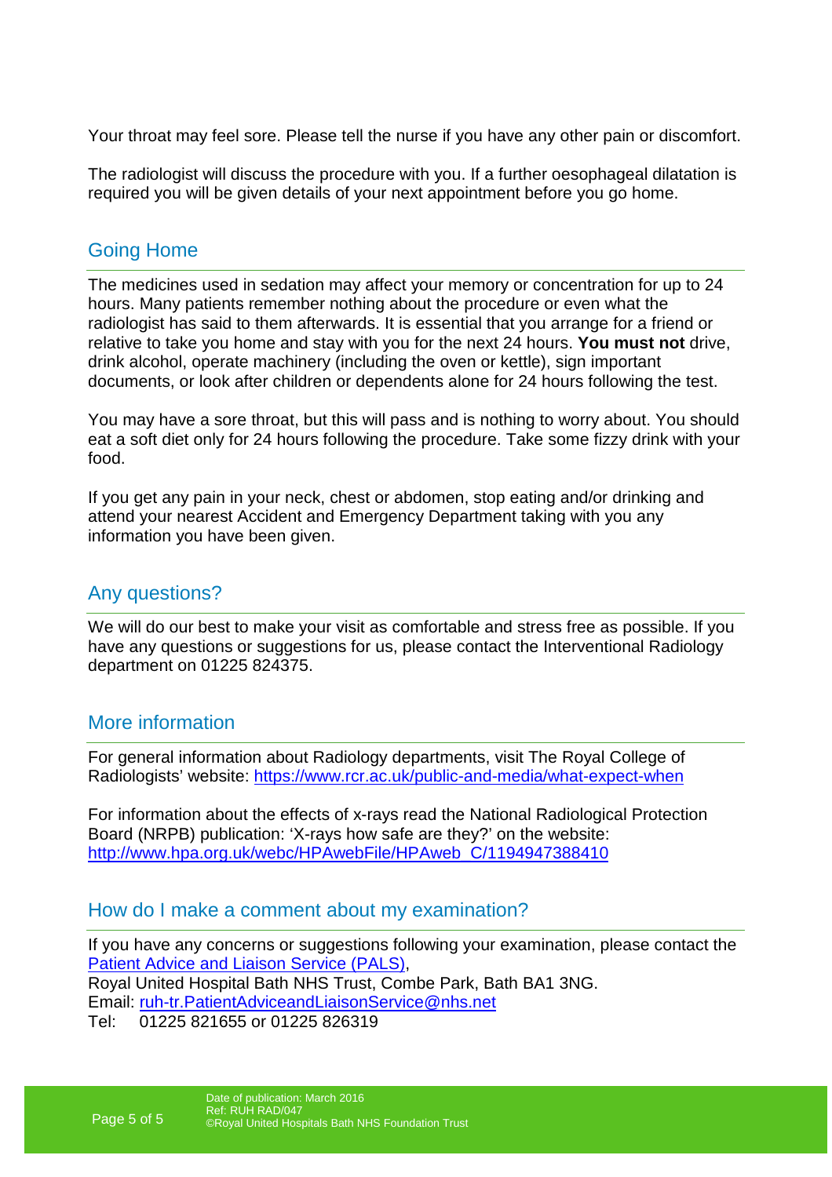Your throat may feel sore. Please tell the nurse if you have any other pain or discomfort.

The radiologist will discuss the procedure with you. If a further oesophageal dilatation is required you will be given details of your next appointment before you go home.

## Going Home

The medicines used in sedation may affect your memory or concentration for up to 24 hours. Many patients remember nothing about the procedure or even what the radiologist has said to them afterwards. It is essential that you arrange for a friend or relative to take you home and stay with you for the next 24 hours. **You must not** drive, drink alcohol, operate machinery (including the oven or kettle), sign important documents, or look after children or dependents alone for 24 hours following the test.

You may have a sore throat, but this will pass and is nothing to worry about. You should eat a soft diet only for 24 hours following the procedure. Take some fizzy drink with your food.

If you get any pain in your neck, chest or abdomen, stop eating and/or drinking and attend your nearest Accident and Emergency Department taking with you any information you have been given.

## Any questions?

We will do our best to make your visit as comfortable and stress free as possible. If you have any questions or suggestions for us, please contact the Interventional Radiology department on 01225 824375.

## More information

For general information about Radiology departments, visit The Royal College of Radiologists' website: https://www.rcr.ac.uk/public-and-media/what-expect-when

For information about the effects of x-rays read the National Radiological Protection Board (NRPB) publication: 'X-rays how safe are they?' on the website: http://www.hpa.org.uk/webc/HPAwebFile/HPAweb_C/1194947388410

## How do I make a comment about my examination?

If you have any concerns or suggestions following your examination, please contact the Patient Advice and Liaison Service (PALS),
Royal United Hospital Bath NHS Trust, Combe Park, Bath BA1 3NG.
Email: ruh-tr.PatientAdviceandLiaisonService@nhs.net
Tel: 01225 821655 or 01225 826319

Date of publication: March 2016
Ref: RUH RAD/047
©Royal United Hospitals Bath NHS Foundation Trust